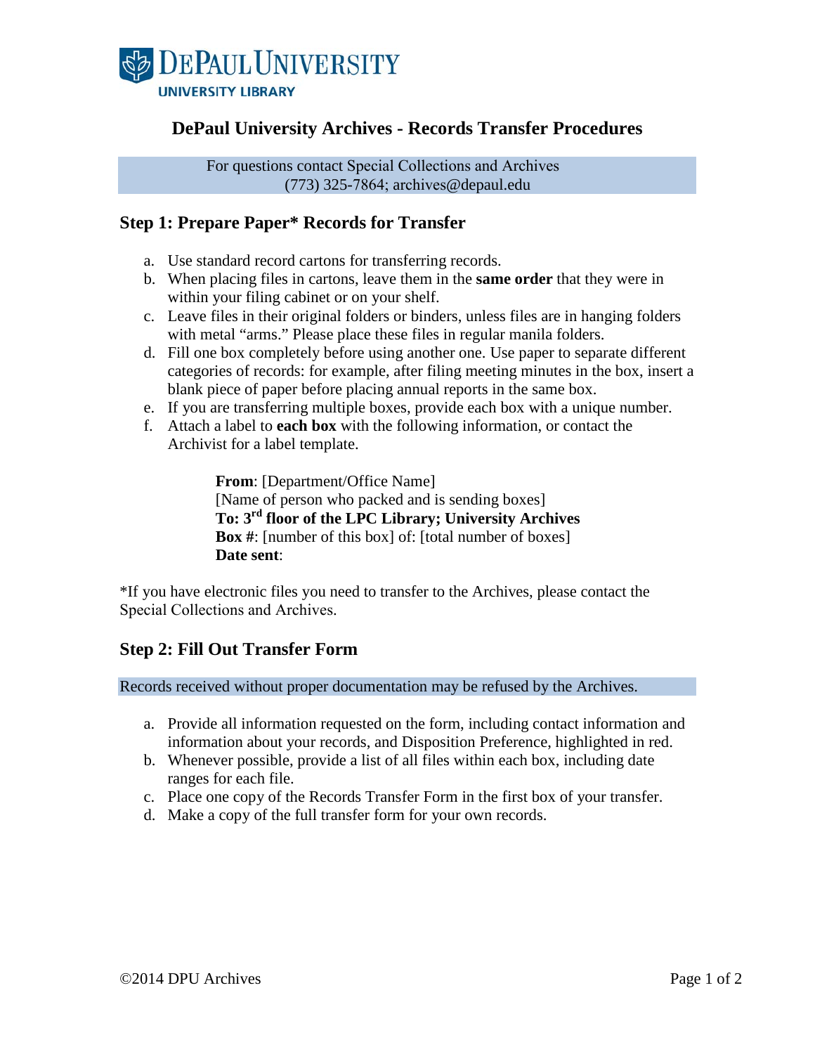DePaul University

UNIVERSITY LIBRARY

# DePaul University Archives - Records Transfer Procedures

For questions contact Special Collections and Archives
(773) 325-7864; archives@depaul.edu

## Step 1: Prepare Paper* Records for Transfer

a. Use standard record cartons for transferring records.
b. When placing files in cartons, leave them in the **same order** that they were in within your filing cabinet or on your shelf.
c. Leave files in their original folders or binders, unless files are in hanging folders with metal “arms.” Please place these files in regular manila folders.
d. Fill one box completely before using another one. Use paper to separate different categories of records: for example, after filing meeting minutes in the box, insert a blank piece of paper before placing annual reports in the same box.
e. If you are transferring multiple boxes, provide each box with a unique number.
f. Attach a label to **each box** with the following information, or contact the Archivist for a label template.

> **From**: [Department/Office Name]
> [Name of person who packed and is sending boxes]
> **To: 3rd floor of the LPC Library; University Archives**
> **Box #**: [number of this box] of: [total number of boxes]
> **Date sent**:

*If you have electronic files you need to transfer to the Archives, please contact the Special Collections and Archives.

## Step 2: Fill Out Transfer Form

Records received without proper documentation may be refused by the Archives.

a. Provide all information requested on the form, including contact information and information about your records, and Disposition Preference, highlighted in red.
b. Whenever possible, provide a list of all files within each box, including date ranges for each file.
c. Place one copy of the Records Transfer Form in the first box of your transfer.
d. Make a copy of the full transfer form for your own records.

©2014 DPU Archives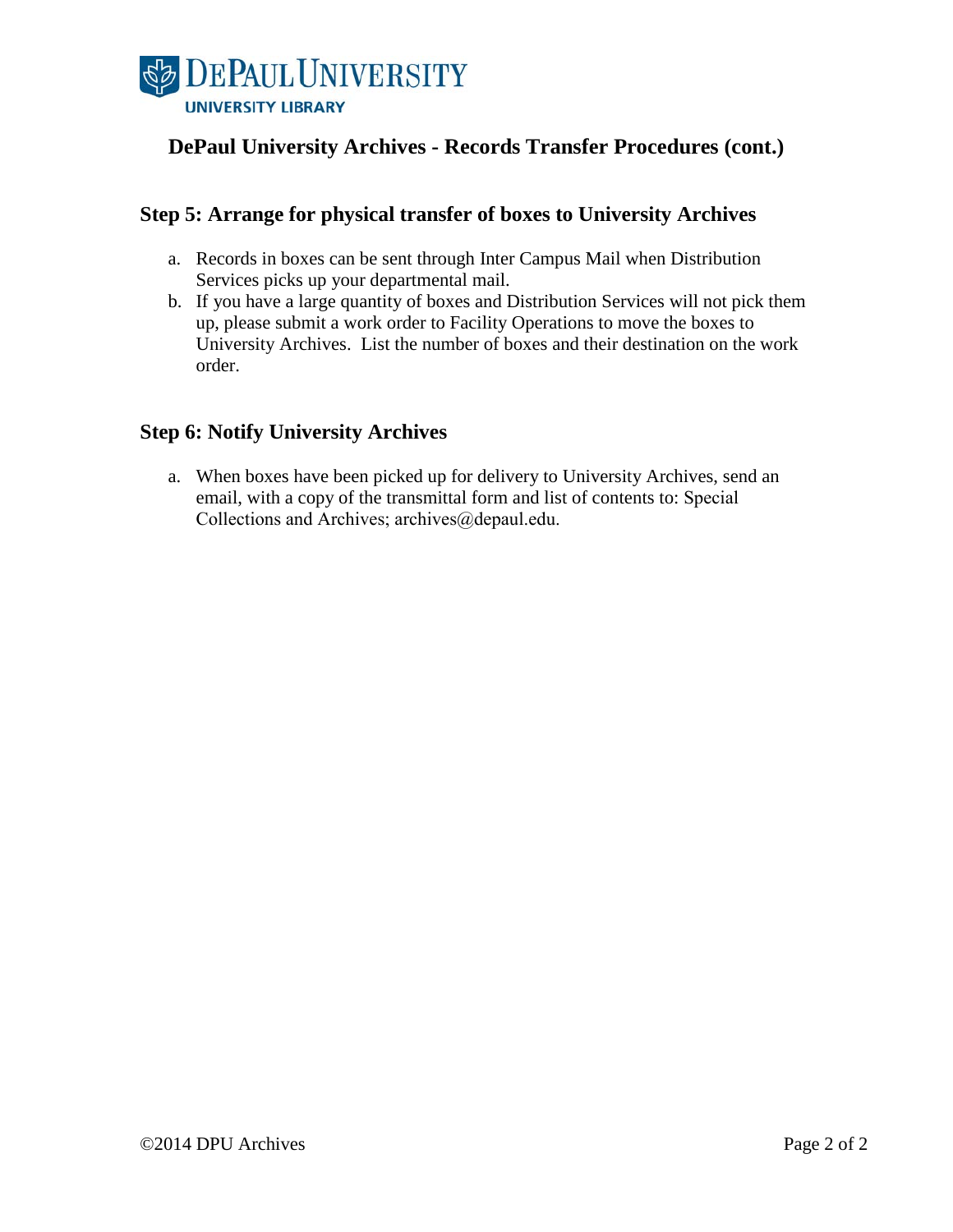# DePaul University Archives - Records Transfer Procedures (cont.)

## Step 5: Arrange for physical transfer of boxes to University Archives

a. Records in boxes can be sent through Inter Campus Mail when Distribution Services picks up your departmental mail.
b. If you have a large quantity of boxes and Distribution Services will not pick them up, please submit a work order to Facility Operations to move the boxes to University Archives. List the number of boxes and their destination on the work order.

## Step 6: Notify University Archives

a. When boxes have been picked up for delivery to University Archives, send an email, with a copy of the transmittal form and list of contents to: Special Collections and Archives; archives@depaul.edu.

©2014 DPU Archives